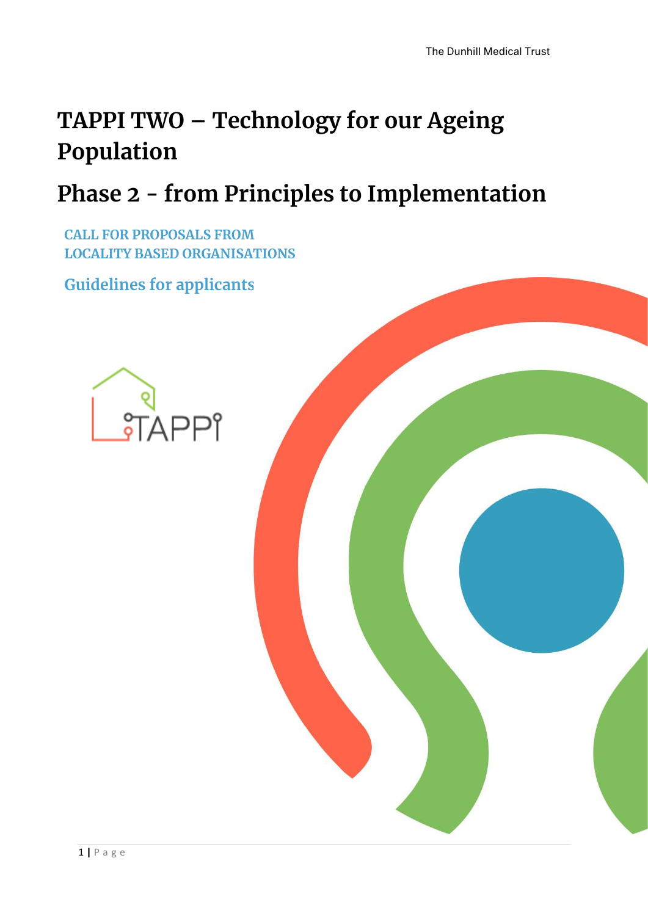# TAPPI TWO – Technology for our Ageing Population

# Phase 2 - from Principles to Implementation

**CALL FOR PROPOSALS FROM LOCALITY BASED ORGANISATIONS**

## Guidelines for applicants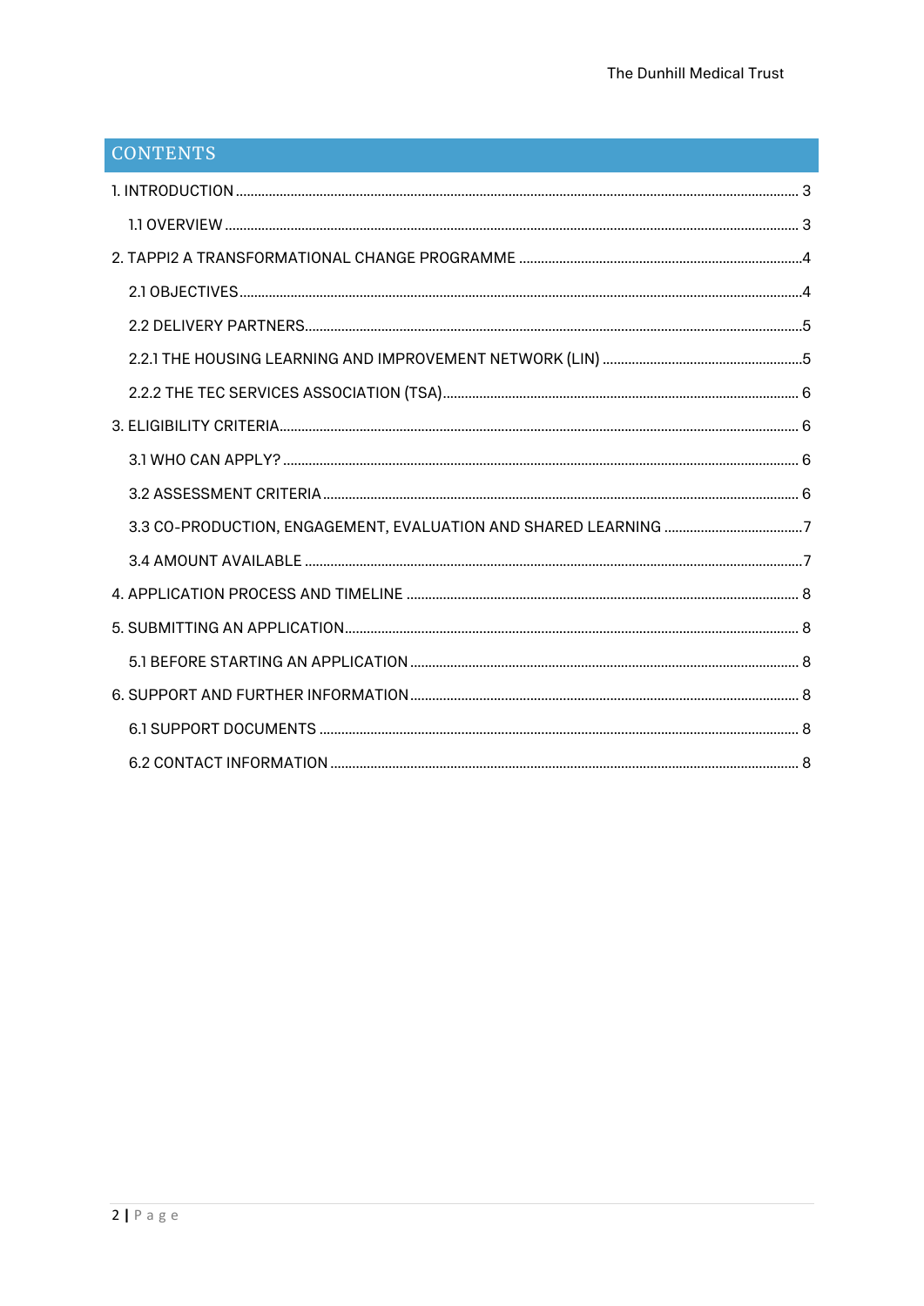## CONTENTS

1. INTRODUCTION ........................................ 3
   - 1.1 OVERVIEW ........................................ 3
2. TAPPI2 A TRANSFORMATIONAL CHANGE PROGRAMME ........................................ 4
   - 2.1 OBJECTIVES ........................................ 4
   - 2.2 DELIVERY PARTNERS ........................................ 5
   - 2.2.1 THE HOUSING LEARNING AND IMPROVEMENT NETWORK (LIN) ........................................ 5
   - 2.2.2 THE TEC SERVICES ASSOCIATION (TSA) ........................................ 6
3. ELIGIBILITY CRITERIA ........................................ 6
   - 3.1 WHO CAN APPLY? ........................................ 6
   - 3.2 ASSESSMENT CRITERIA ........................................ 6
   - 3.3 CO-PRODUCTION, ENGAGEMENT, EVALUATION AND SHARED LEARNING ........................................ 7
   - 3.4 AMOUNT AVAILABLE ........................................ 7
4. APPLICATION PROCESS AND TIMELINE ........................................ 8
5. SUBMITTING AN APPLICATION ........................................ 8
   - 5.1 BEFORE STARTING AN APPLICATION ........................................ 8
6. SUPPORT AND FURTHER INFORMATION ........................................ 8
   - 6.1 SUPPORT DOCUMENTS ........................................ 8
   - 6.2 CONTACT INFORMATION ........................................ 8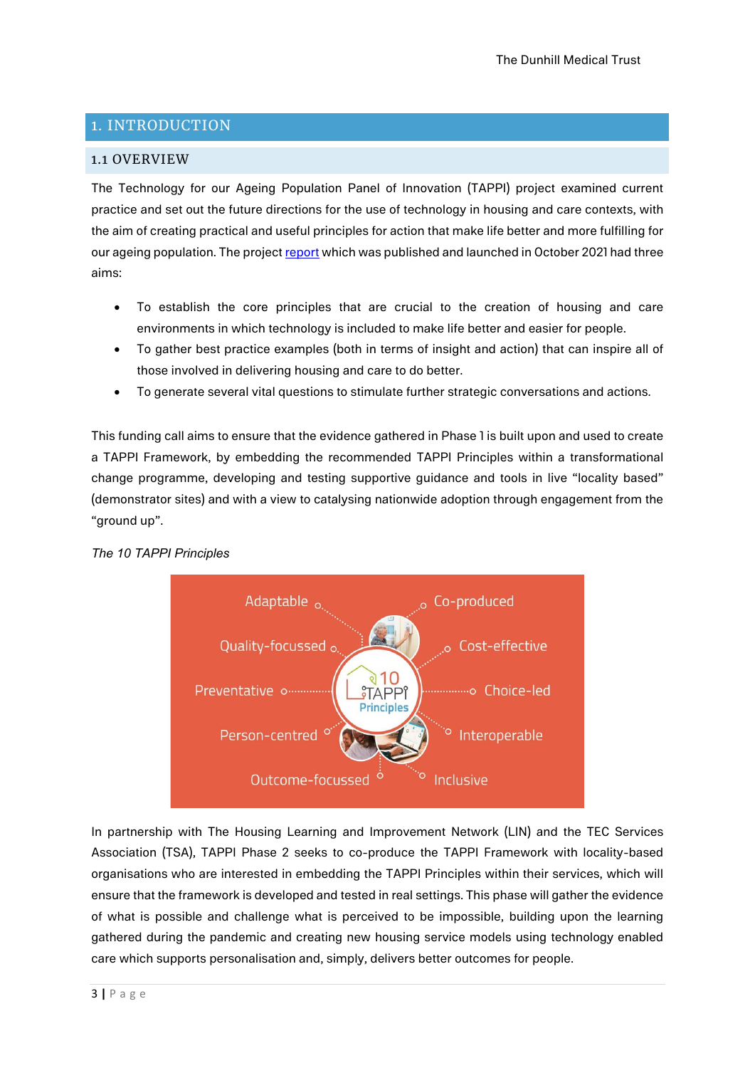# 1. INTRODUCTION

## 1.1 OVERVIEW

The Technology for our Ageing Population Panel of Innovation (TAPPI) project examined current practice and set out the future directions for the use of technology in housing and care contexts, with the aim of creating practical and useful principles for action that make life better and more fulfilling for our ageing population. The project report which was published and launched in October 2021 had three aims:

- To establish the core principles that are crucial to the creation of housing and care environments in which technology is included to make life better and easier for people.
- To gather best practice examples (both in terms of insight and action) that can inspire all of those involved in delivering housing and care to do better.
- To generate several vital questions to stimulate further strategic conversations and actions.

This funding call aims to ensure that the evidence gathered in Phase 1 is built upon and used to create a TAPPI Framework, by embedding the recommended TAPPI Principles within a transformational change programme, developing and testing supportive guidance and tools in live "locality based" (demonstrator sites) and with a view to catalysing nationwide adoption through engagement from the "ground up".

*The 10 TAPPI Principles*

- Adaptable
- Co-produced
- Quality-focussed
- Cost-effective
- Preventative
- Choice-led
- Person-centred
- Interoperable
- Outcome-focussed
- Inclusive

In partnership with The Housing Learning and Improvement Network (LIN) and the TEC Services Association (TSA), TAPPI Phase 2 seeks to co-produce the TAPPI Framework with locality-based organisations who are interested in embedding the TAPPI Principles within their services, which will ensure that the framework is developed and tested in real settings. This phase will gather the evidence of what is possible and challenge what is perceived to be impossible, building upon the learning gathered during the pandemic and creating new housing service models using technology enabled care which supports personalisation and, simply, delivers better outcomes for people.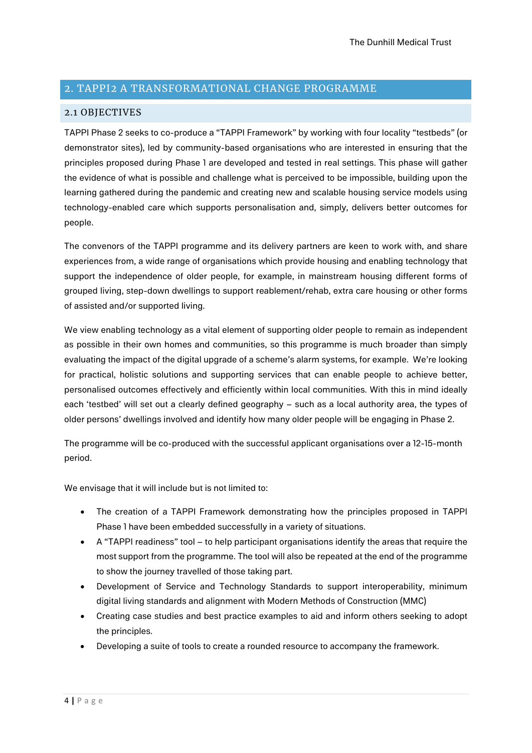## 2. TAPPI2 A TRANSFORMATIONAL CHANGE PROGRAMME

### 2.1 OBJECTIVES

TAPPI Phase 2 seeks to co-produce a "TAPPI Framework" by working with four locality "testbeds" (or demonstrator sites), led by community-based organisations who are interested in ensuring that the principles proposed during Phase 1 are developed and tested in real settings. This phase will gather the evidence of what is possible and challenge what is perceived to be impossible, building upon the learning gathered during the pandemic and creating new and scalable housing service models using technology-enabled care which supports personalisation and, simply, delivers better outcomes for people.

The convenors of the TAPPI programme and its delivery partners are keen to work with, and share experiences from, a wide range of organisations which provide housing and enabling technology that support the independence of older people, for example, in mainstream housing different forms of grouped living, step-down dwellings to support reablement/rehab, extra care housing or other forms of assisted and/or supported living.

We view enabling technology as a vital element of supporting older people to remain as independent as possible in their own homes and communities, so this programme is much broader than simply evaluating the impact of the digital upgrade of a scheme's alarm systems, for example. We're looking for practical, holistic solutions and supporting services that can enable people to achieve better, personalised outcomes effectively and efficiently within local communities. With this in mind ideally each 'testbed' will set out a clearly defined geography – such as a local authority area, the types of older persons' dwellings involved and identify how many older people will be engaging in Phase 2.

The programme will be co-produced with the successful applicant organisations over a 12-15-month period.

We envisage that it will include but is not limited to:

- The creation of a TAPPI Framework demonstrating how the principles proposed in TAPPI Phase 1 have been embedded successfully in a variety of situations.
- A "TAPPI readiness" tool – to help participant organisations identify the areas that require the most support from the programme. The tool will also be repeated at the end of the programme to show the journey travelled of those taking part.
- Development of Service and Technology Standards to support interoperability, minimum digital living standards and alignment with Modern Methods of Construction (MMC)
- Creating case studies and best practice examples to aid and inform others seeking to adopt the principles.
- Developing a suite of tools to create a rounded resource to accompany the framework.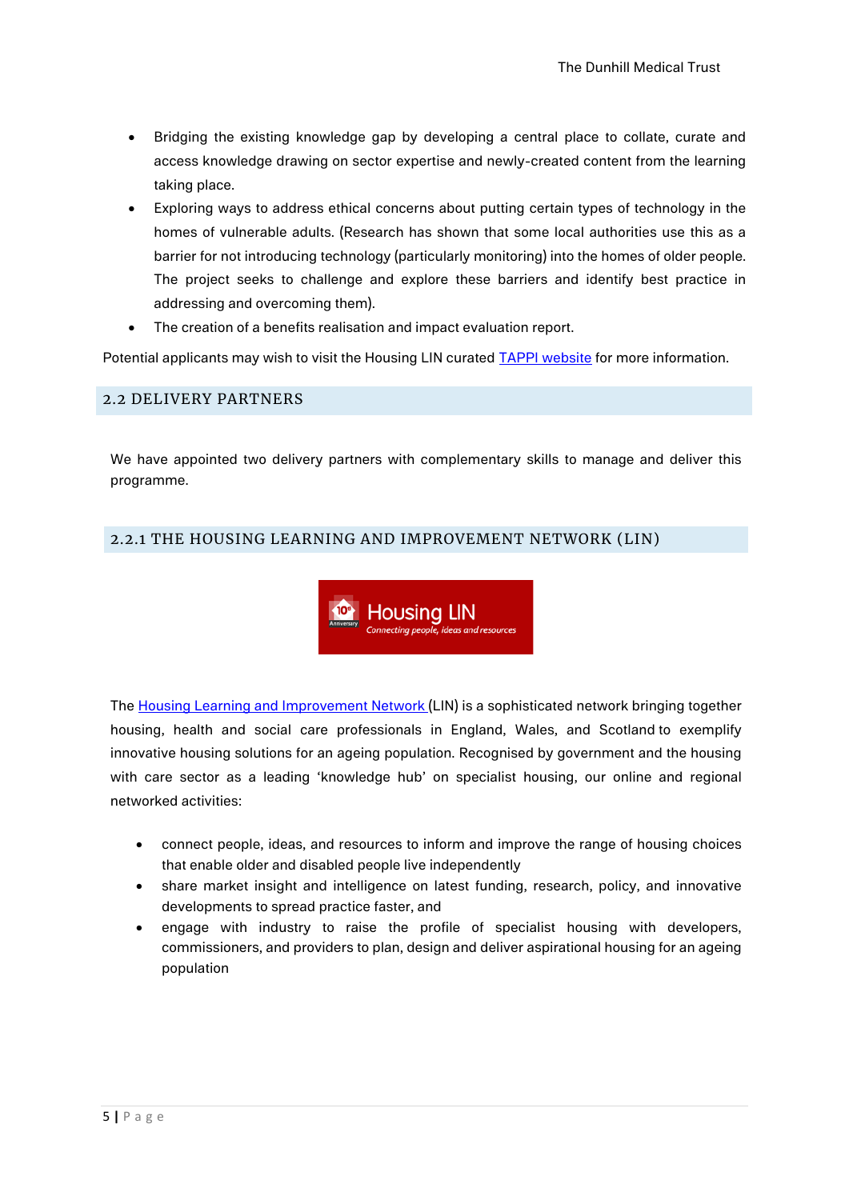- Bridging the existing knowledge gap by developing a central place to collate, curate and access knowledge drawing on sector expertise and newly-created content from the learning taking place.
- Exploring ways to address ethical concerns about putting certain types of technology in the homes of vulnerable adults. (Research has shown that some local authorities use this as a barrier for not introducing technology (particularly monitoring) into the homes of older people. The project seeks to challenge and explore these barriers and identify best practice in addressing and overcoming them).
- The creation of a benefits realisation and impact evaluation report.

Potential applicants may wish to visit the Housing LIN curated TAPPI website for more information.

## 2.2 DELIVERY PARTNERS

We have appointed two delivery partners with complementary skills to manage and deliver this programme.

### 2.2.1 THE HOUSING LEARNING AND IMPROVEMENT NETWORK (LIN)

Housing LIN
Connecting people, ideas and resources

The Housing Learning and Improvement Network (LIN) is a sophisticated network bringing together housing, health and social care professionals in England, Wales, and Scotland to exemplify innovative housing solutions for an ageing population. Recognised by government and the housing with care sector as a leading 'knowledge hub' on specialist housing, our online and regional networked activities:

- connect people, ideas, and resources to inform and improve the range of housing choices that enable older and disabled people live independently
- share market insight and intelligence on latest funding, research, policy, and innovative developments to spread practice faster, and
- engage with industry to raise the profile of specialist housing with developers, commissioners, and providers to plan, design and deliver aspirational housing for an ageing population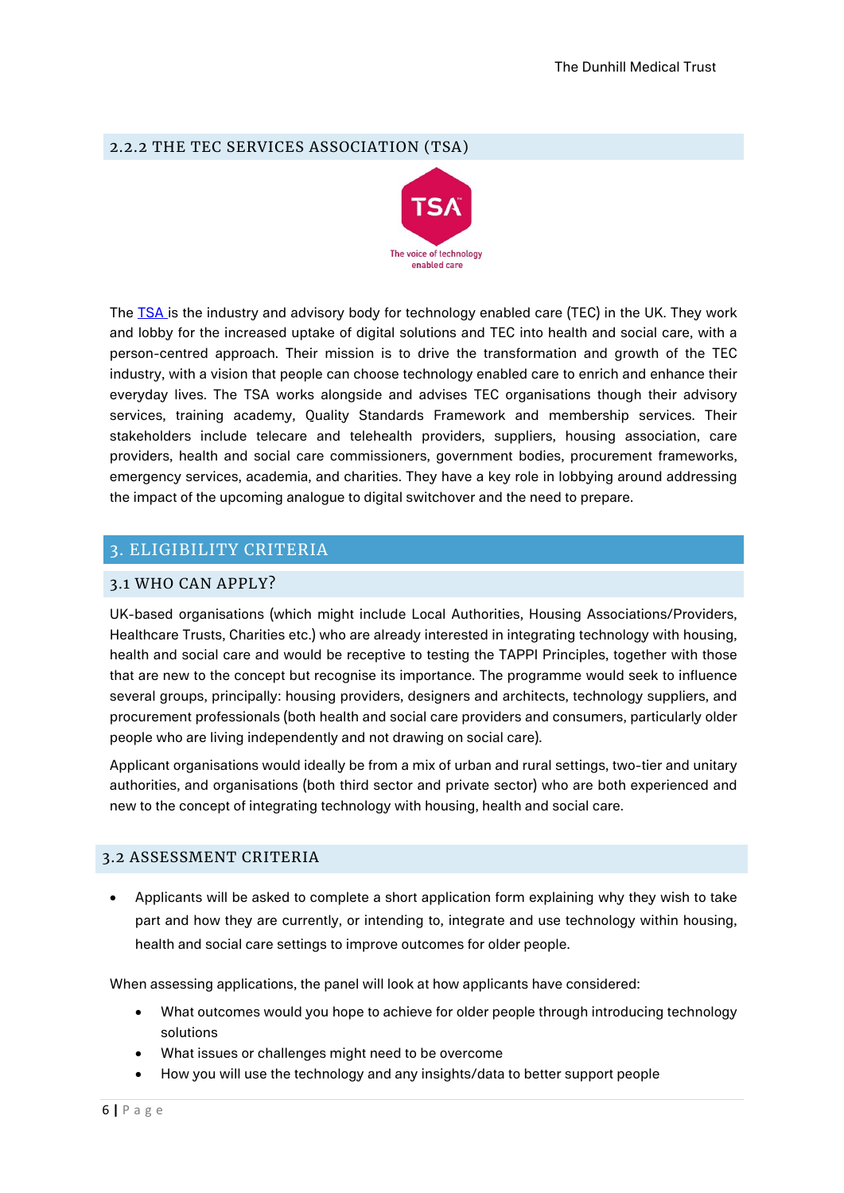### 2.2.2 THE TEC SERVICES ASSOCIATION (TSA)

The TSA is the industry and advisory body for technology enabled care (TEC) in the UK. They work and lobby for the increased uptake of digital solutions and TEC into health and social care, with a person-centred approach. Their mission is to drive the transformation and growth of the TEC industry, with a vision that people can choose technology enabled care to enrich and enhance their everyday lives. The TSA works alongside and advises TEC organisations though their advisory services, training academy, Quality Standards Framework and membership services. Their stakeholders include telecare and telehealth providers, suppliers, housing association, care providers, health and social care commissioners, government bodies, procurement frameworks, emergency services, academia, and charities. They have a key role in lobbying around addressing the impact of the upcoming analogue to digital switchover and the need to prepare.

# 3. ELIGIBILITY CRITERIA

## 3.1 WHO CAN APPLY?

UK-based organisations (which might include Local Authorities, Housing Associations/Providers, Healthcare Trusts, Charities etc.) who are already interested in integrating technology with housing, health and social care and would be receptive to testing the TAPPI Principles, together with those that are new to the concept but recognise its importance. The programme would seek to influence several groups, principally: housing providers, designers and architects, technology suppliers, and procurement professionals (both health and social care providers and consumers, particularly older people who are living independently and not drawing on social care).

Applicant organisations would ideally be from a mix of urban and rural settings, two-tier and unitary authorities, and organisations (both third sector and private sector) who are both experienced and new to the concept of integrating technology with housing, health and social care.

## 3.2 ASSESSMENT CRITERIA

- Applicants will be asked to complete a short application form explaining why they wish to take part and how they are currently, or intending to, integrate and use technology within housing, health and social care settings to improve outcomes for older people.

When assessing applications, the panel will look at how applicants have considered:

- What outcomes would you hope to achieve for older people through introducing technology solutions
- What issues or challenges might need to be overcome
- How you will use the technology and any insights/data to better support people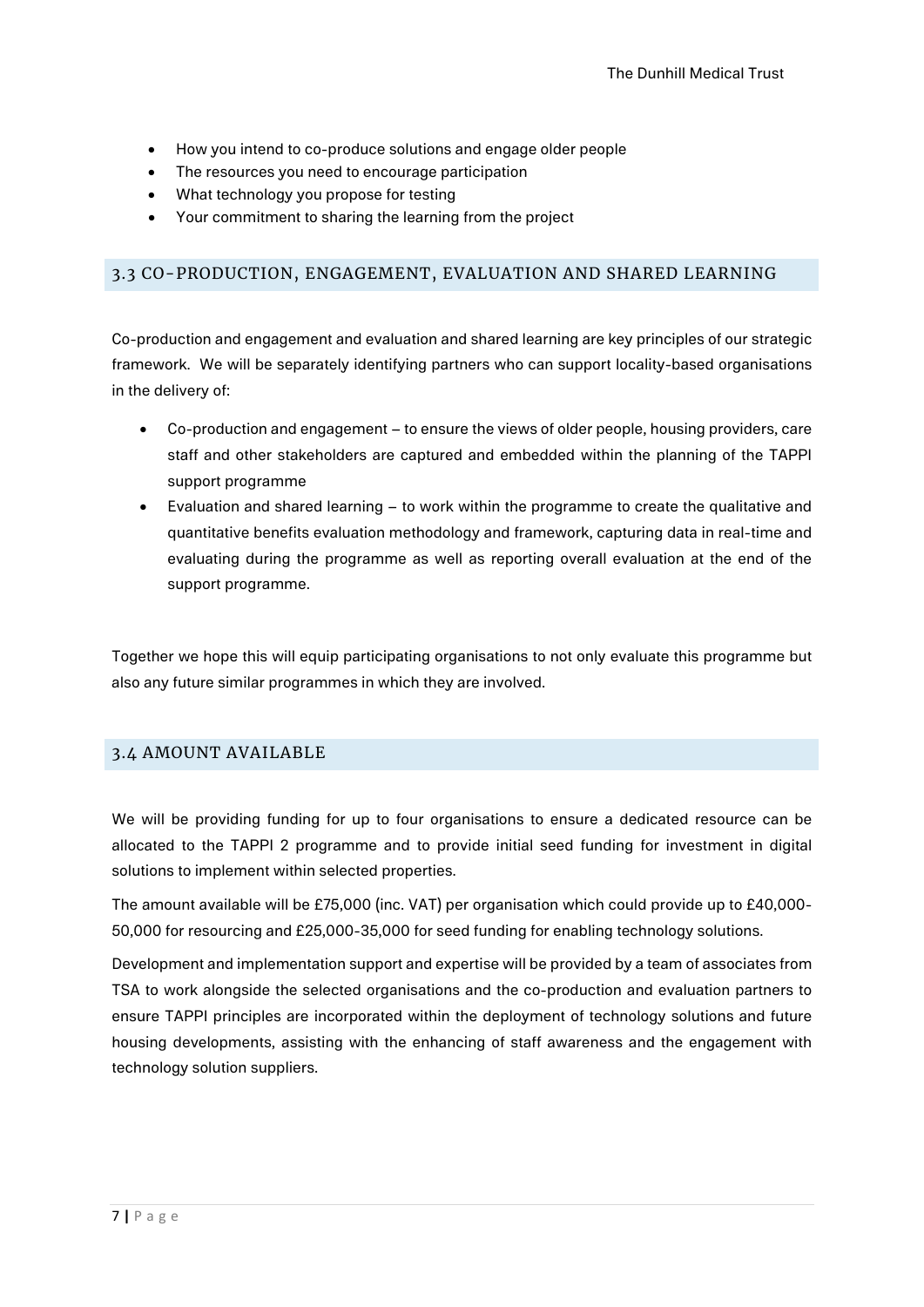- How you intend to co-produce solutions and engage older people
- The resources you need to encourage participation
- What technology you propose for testing
- Your commitment to sharing the learning from the project

## 3.3 CO-PRODUCTION, ENGAGEMENT, EVALUATION AND SHARED LEARNING

Co-production and engagement and evaluation and shared learning are key principles of our strategic framework. We will be separately identifying partners who can support locality-based organisations in the delivery of:

- Co-production and engagement – to ensure the views of older people, housing providers, care staff and other stakeholders are captured and embedded within the planning of the TAPPI support programme
- Evaluation and shared learning – to work within the programme to create the qualitative and quantitative benefits evaluation methodology and framework, capturing data in real-time and evaluating during the programme as well as reporting overall evaluation at the end of the support programme.

Together we hope this will equip participating organisations to not only evaluate this programme but also any future similar programmes in which they are involved.

## 3.4 AMOUNT AVAILABLE

We will be providing funding for up to four organisations to ensure a dedicated resource can be allocated to the TAPPI 2 programme and to provide initial seed funding for investment in digital solutions to implement within selected properties.

The amount available will be £75,000 (inc. VAT) per organisation which could provide up to £40,000-50,000 for resourcing and £25,000-35,000 for seed funding for enabling technology solutions.

Development and implementation support and expertise will be provided by a team of associates from TSA to work alongside the selected organisations and the co-production and evaluation partners to ensure TAPPI principles are incorporated within the deployment of technology solutions and future housing developments, assisting with the enhancing of staff awareness and the engagement with technology solution suppliers.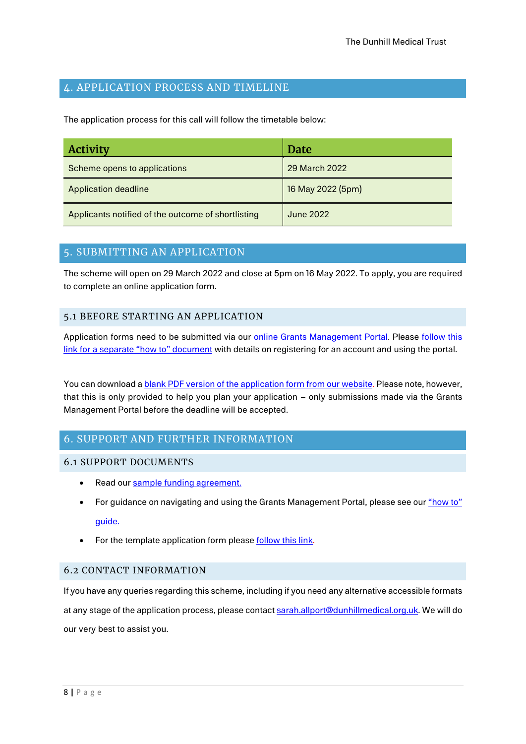## 4. APPLICATION PROCESS AND TIMELINE

The application process for this call will follow the timetable below:

| Activity | Date |
|---|---|
| Scheme opens to applications | 29 March 2022 |
| Application deadline | 16 May 2022 (5pm) |
| Applicants notified of the outcome of shortlisting | June 2022 |

## 5. SUBMITTING AN APPLICATION

The scheme will open on 29 March 2022 and close at 5pm on 16 May 2022. To apply, you are required to complete an online application form.

### 5.1 BEFORE STARTING AN APPLICATION

Application forms need to be submitted via our online Grants Management Portal. Please follow this link for a separate "how to" document with details on registering for an account and using the portal.

You can download a blank PDF version of the application form from our website. Please note, however, that this is only provided to help you plan your application – only submissions made via the Grants Management Portal before the deadline will be accepted.

## 6. SUPPORT AND FURTHER INFORMATION

### 6.1 SUPPORT DOCUMENTS

- Read our sample funding agreement.
- For guidance on navigating and using the Grants Management Portal, please see our "how to" guide.
- For the template application form please follow this link.

### 6.2 CONTACT INFORMATION

If you have any queries regarding this scheme, including if you need any alternative accessible formats at any stage of the application process, please contact sarah.allport@dunhillmedical.org.uk. We will do our very best to assist you.